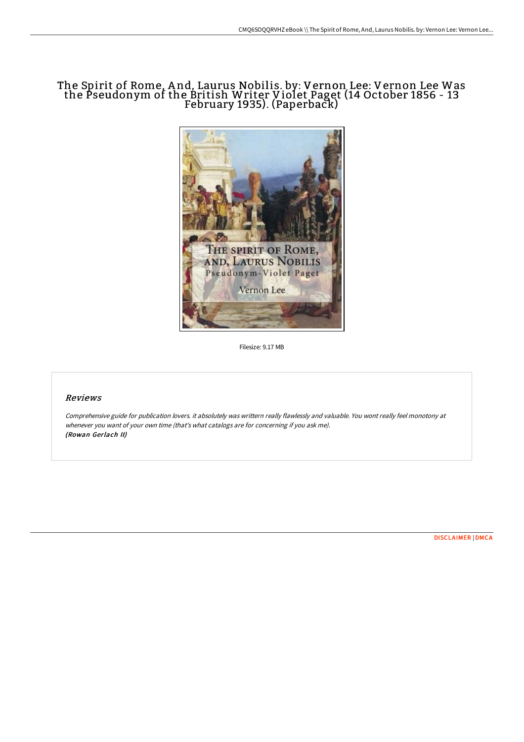# The Spirit of Rome, And, Laurus Nobilis. by: Vernon Lee: Vernon Lee Was the Pseudonym of the British Writer Violet Paget (14 October 1856 - 13 February 1935). (Paperback)

Filesize: 9.17 MB

## *Reviews*

*Comprehensive guide for publication lovers. it absolutely was writtern really flawlessly and valuable. You wont really feel monotony at whenever you want of your own time (that's what catalogs are for concerning if you ask me).*
***(Rowan Gerlach II)***

DISCLAIMER | DMCA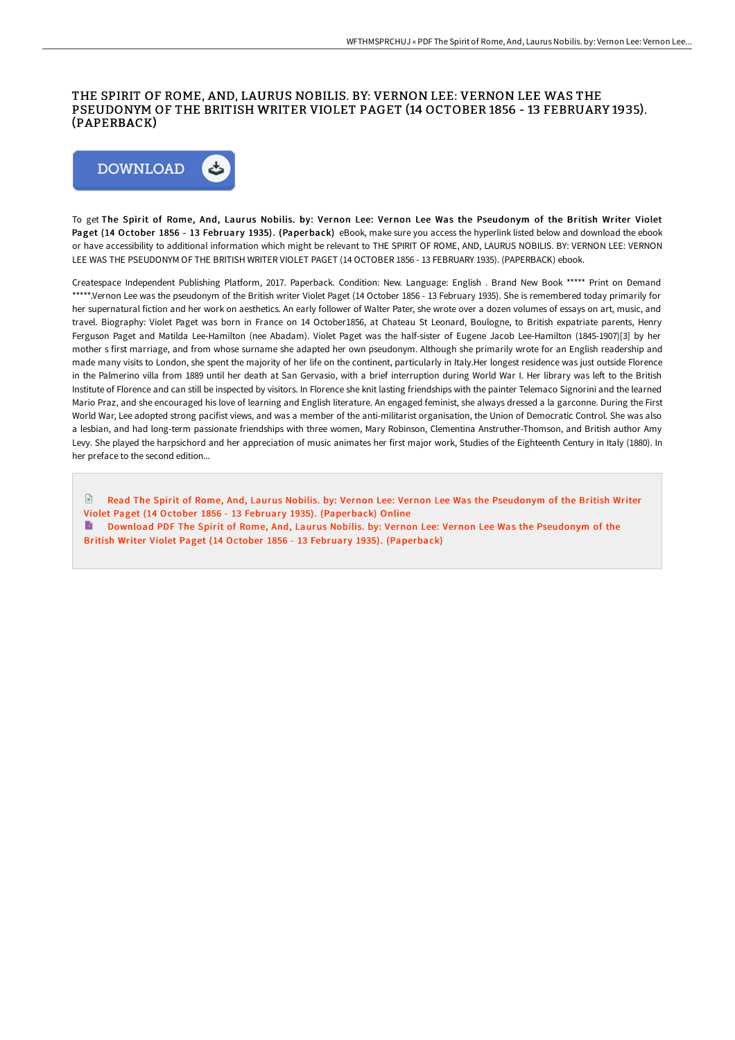# THE SPIRIT OF ROME, AND, LAURUS NOBILIS. BY: VERNON LEE: VERNON LEE WAS THE PSEUDONYM OF THE BRITISH WRITER VIOLET PAGET (14 OCTOBER 1856 - 13 FEBRUARY 1935). (PAPERBACK)

DOWNLOAD

To get **The Spirit of Rome, And, Laurus Nobilis. by: Vernon Lee: Vernon Lee Was the Pseudonym of the British Writer Violet Paget (14 October 1856 - 13 February 1935). (Paperback)** eBook, make sure you access the hyperlink listed below and download the ebook or have accessibility to additional information which might be relevant to THE SPIRIT OF ROME, AND, LAURUS NOBILIS. BY: VERNON LEE: VERNON LEE WAS THE PSEUDONYM OF THE BRITISH WRITER VIOLET PAGET (14 OCTOBER 1856 - 13 FEBRUARY 1935). (PAPERBACK) ebook.

Createspace Independent Publishing Platform, 2017. Paperback. Condition: New. Language: English . Brand New Book ***** Print on Demand *****.Vernon Lee was the pseudonym of the British writer Violet Paget (14 October 1856 - 13 February 1935). She is remembered today primarily for her supernatural fiction and her work on aesthetics. An early follower of Walter Pater, she wrote over a dozen volumes of essays on art, music, and travel. Biography: Violet Paget was born in France on 14 October1856, at Chateau St Leonard, Boulogne, to British expatriate parents, Henry Ferguson Paget and Matilda Lee-Hamilton (nee Abadam). Violet Paget was the half-sister of Eugene Jacob Lee-Hamilton (1845-1907)[3] by her mother s first marriage, and from whose surname she adapted her own pseudonym. Although she primarily wrote for an English readership and made many visits to London, she spent the majority of her life on the continent, particularly in Italy.Her longest residence was just outside Florence in the Palmerino villa from 1889 until her death at San Gervasio, with a brief interruption during World War I. Her library was left to the British Institute of Florence and can still be inspected by visitors. In Florence she knit lasting friendships with the painter Telemaco Signorini and the learned Mario Praz, and she encouraged his love of learning and English literature. An engaged feminist, she always dressed a la garconne. During the First World War, Lee adopted strong pacifist views, and was a member of the anti-militarist organisation, the Union of Democratic Control. She was also a lesbian, and had long-term passionate friendships with three women, Mary Robinson, Clementina Anstruther-Thomson, and British author Amy Levy. She played the harpsichord and her appreciation of music animates her first major work, Studies of the Eighteenth Century in Italy (1880). In her preface to the second edition...

Read The Spirit of Rome, And, Laurus Nobilis. by: Vernon Lee: Vernon Lee Was the Pseudonym of the British Writer Violet Paget (14 October 1856 - 13 February 1935). (Paperback) Online

Download PDF The Spirit of Rome, And, Laurus Nobilis. by: Vernon Lee: Vernon Lee Was the Pseudonym of the British Writer Violet Paget (14 October 1856 - 13 February 1935). (Paperback)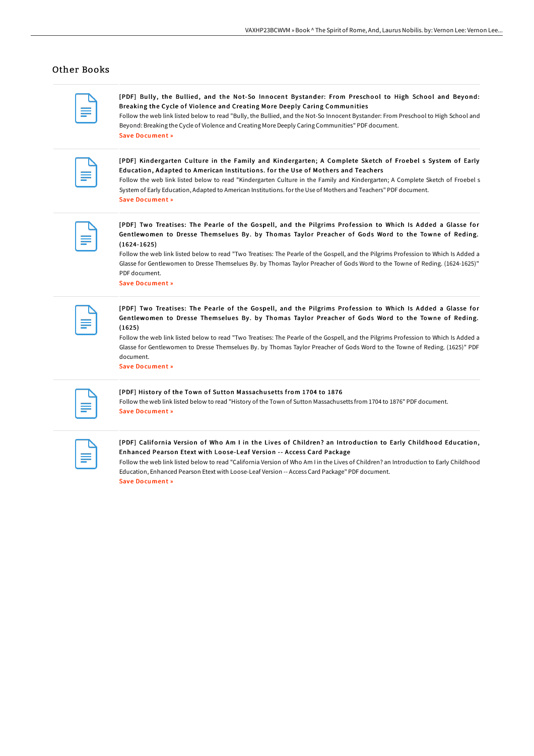## Other Books

**[PDF] Bully, the Bullied, and the Not-So Innocent Bystander: From Preschool to High School and Beyond: Breaking the Cycle of Violence and Creating More Deeply Caring Communities**

Follow the web link listed below to read "Bully, the Bullied, and the Not-So Innocent Bystander: From Preschool to High School and Beyond: Breaking the Cycle of Violence and Creating More Deeply Caring Communities" PDF document.

Save Document »

**[PDF] Kindergarten Culture in the Family and Kindergarten; A Complete Sketch of Froebel s System of Early Education, Adapted to American Institutions. for the Use of Mothers and Teachers**

Follow the web link listed below to read "Kindergarten Culture in the Family and Kindergarten; A Complete Sketch of Froebel s System of Early Education, Adapted to American Institutions. for the Use of Mothers and Teachers" PDF document.

Save Document »

**[PDF] Two Treatises: The Pearle of the Gospell, and the Pilgrims Profession to Which Is Added a Glasse for Gentlewomen to Dresse Themselues By. by Thomas Taylor Preacher of Gods Word to the Towne of Reding. (1624-1625)**

Follow the web link listed below to read "Two Treatises: The Pearle of the Gospell, and the Pilgrims Profession to Which Is Added a Glasse for Gentlewomen to Dresse Themselues By. by Thomas Taylor Preacher of Gods Word to the Towne of Reding. (1624-1625)" PDF document.

Save Document »

**[PDF] Two Treatises: The Pearle of the Gospell, and the Pilgrims Profession to Which Is Added a Glasse for Gentlewomen to Dresse Themselues By. by Thomas Taylor Preacher of Gods Word to the Towne of Reding. (1625)**

Follow the web link listed below to read "Two Treatises: The Pearle of the Gospell, and the Pilgrims Profession to Which Is Added a Glasse for Gentlewomen to Dresse Themselues By. by Thomas Taylor Preacher of Gods Word to the Towne of Reding. (1625)" PDF document.

Save Document »

**[PDF] History of the Town of Sutton Massachusetts from 1704 to 1876**

Follow the web link listed below to read "History of the Town of Sutton Massachusetts from 1704 to 1876" PDF document.

Save Document »

**[PDF] California Version of Who Am I in the Lives of Children? an Introduction to Early Childhood Education, Enhanced Pearson Etext with Loose-Leaf Version -- Access Card Package**

Follow the web link listed below to read "California Version of Who Am I in the Lives of Children? an Introduction to Early Childhood Education, Enhanced Pearson Etext with Loose-Leaf Version -- Access Card Package" PDF document.

Save Document »